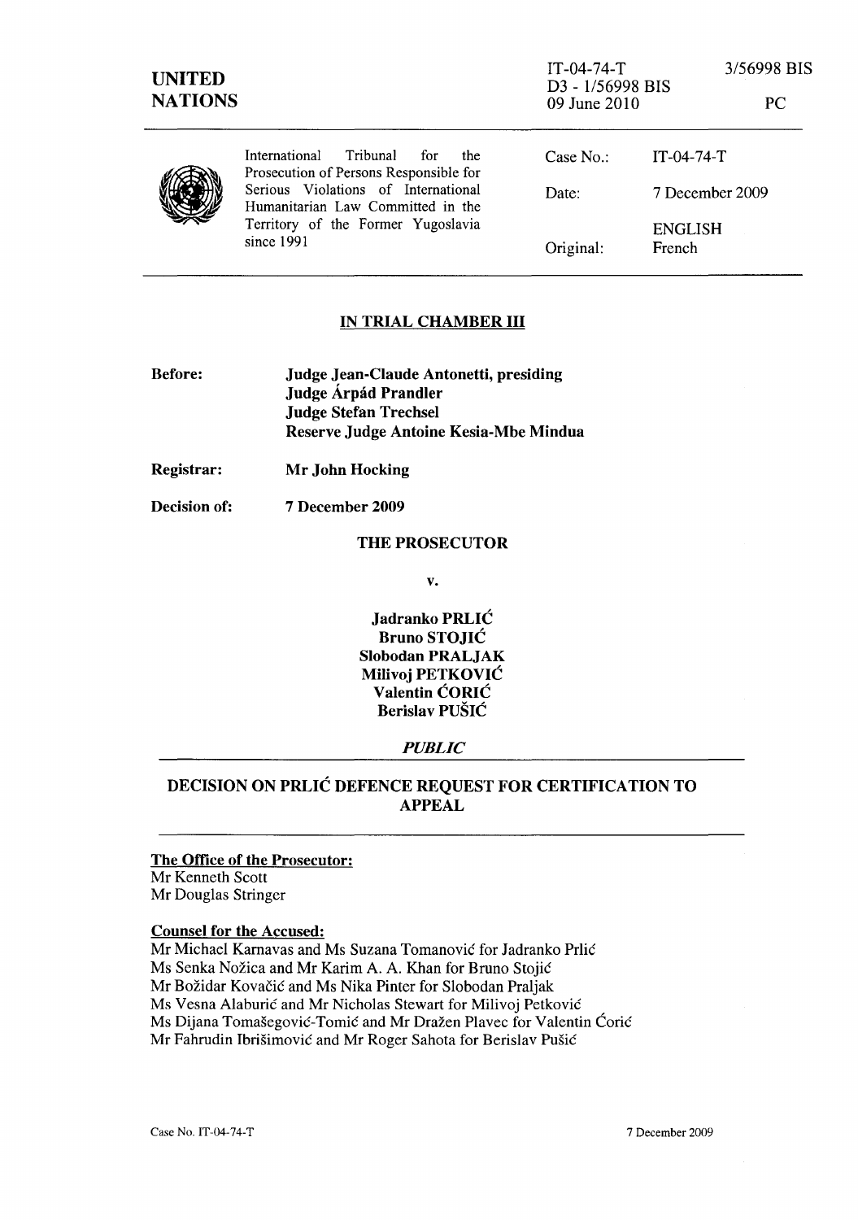| UNITED NATIONS | IT-04-74-T D3 - 1/56998 BIS 09 June 2010 | 3/56998 BIS PC |
|---|---|---|

International Tribunal for the Prosecution of Persons Responsible for Serious Violations of International Humanitarian Law Committed in the Territory of the Former Yugoslavia since 1991

Case No.: IT-04-74-T

Date: 7 December 2009

Original: ENGLISH French

## IN TRIAL CHAMBER III

**Before:** **Judge Jean-Claude Antonetti, presiding**
**Judge Árpád Prandler**
**Judge Stefan Trechsel**
**Reserve Judge Antoine Kesia-Mbe Mindua**

**Registrar:** **Mr John Hocking**

**Decision of:** **7 December 2009**

**THE PROSECUTOR**

**v.**

**Jadranko PRLIĆ**
**Bruno STOJIĆ**
**Slobodan PRALJAK**
**Milivoj PETKOVIĆ**
**Valentin ĆORIĆ**
**Berislav PUŠIĆ**

***PUBLIC***

## DECISION ON PRLIĆ DEFENCE REQUEST FOR CERTIFICATION TO APPEAL

**The Office of the Prosecutor:**
Mr Kenneth Scott
Mr Douglas Stringer

**Counsel for the Accused:**
Mr Michael Karnavas and Ms Suzana Tomanović for Jadranko Prlić
Ms Senka Nožica and Mr Karim A. A. Khan for Bruno Stojić
Mr Božidar Kovačić and Ms Nika Pinter for Slobodan Praljak
Ms Vesna Alaburić and Mr Nicholas Stewart for Milivoj Petković
Ms Dijana Tomašegović-Tomić and Mr Dražen Plavec for Valentin Ćorić
Mr Fahrudin Ibrišimović and Mr Roger Sahota for Berislav Pušić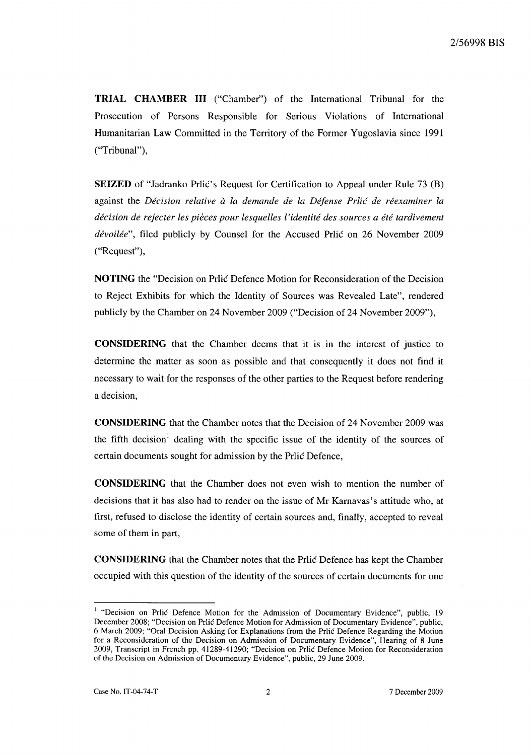**TRIAL CHAMBER III** ("Chamber") of the International Tribunal for the Prosecution of Persons Responsible for Serious Violations of International Humanitarian Law Committed in the Territory of the Former Yugoslavia since 1991 ("Tribunal"),

**SEIZED** of "Jadranko Prlić's Request for Certification to Appeal under Rule 73 (B) against the *Décision relative à la demande de la Défense Prlić de réexaminer la décision de rejecter les pièces pour lesquelles l'identité des sources a été tardivement dévoilée*", filed publicly by Counsel for the Accused Prlić on 26 November 2009 ("Request"),

**NOTING** the "Decision on Prlić Defence Motion for Reconsideration of the Decision to Reject Exhibits for which the Identity of Sources was Revealed Late", rendered publicly by the Chamber on 24 November 2009 ("Decision of 24 November 2009"),

**CONSIDERING** that the Chamber deems that it is in the interest of justice to determine the matter as soon as possible and that consequently it does not find it necessary to wait for the responses of the other parties to the Request before rendering a decision,

**CONSIDERING** that the Chamber notes that the Decision of 24 November 2009 was the fifth decision[1] dealing with the specific issue of the identity of the sources of certain documents sought for admission by the Prlić Defence,

**CONSIDERING** that the Chamber does not even wish to mention the number of decisions that it has also had to render on the issue of Mr Karnavas's attitude who, at first, refused to disclose the identity of certain sources and, finally, accepted to reveal some of them in part,

**CONSIDERING** that the Chamber notes that the Prlić Defence has kept the Chamber occupied with this question of the identity of the sources of certain documents for one

---

[1] "Decision on Prlić Defence Motion for the Admission of Documentary Evidence", public, 19 December 2008; "Decision on Prlić Defence Motion for Admission of Documentary Evidence", public, 6 March 2009; "Oral Decision Asking for Explanations from the Prlić Defence Regarding the Motion for a Reconsideration of the Decision on Admission of Documentary Evidence", Hearing of 8 June 2009, Transcript in French pp. 41289-41290; "Decision on Prlić Defence Motion for Reconsideration of the Decision on Admission of Documentary Evidence", public, 29 June 2009.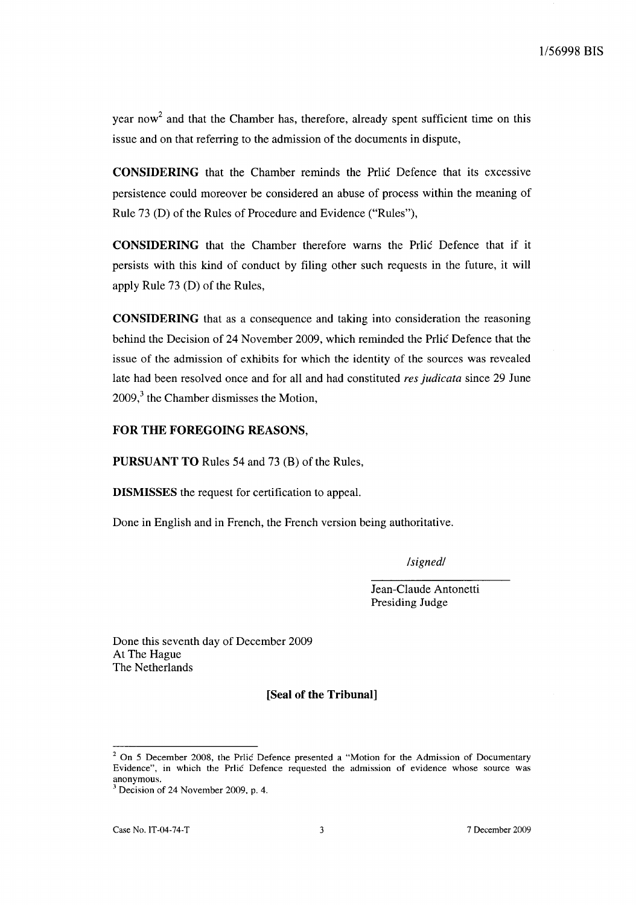year now[2] and that the Chamber has, therefore, already spent sufficient time on this issue and on that referring to the admission of the documents in dispute,

**CONSIDERING** that the Chamber reminds the Prlić Defence that its excessive persistence could moreover be considered an abuse of process within the meaning of Rule 73 (D) of the Rules of Procedure and Evidence ("Rules"),

**CONSIDERING** that the Chamber therefore warns the Prlić Defence that if it persists with this kind of conduct by filing other such requests in the future, it will apply Rule 73 (D) of the Rules,

**CONSIDERING** that as a consequence and taking into consideration the reasoning behind the Decision of 24 November 2009, which reminded the Prlić Defence that the issue of the admission of exhibits for which the identity of the sources was revealed late had been resolved once and for all and had constituted *res judicata* since 29 June 2009,[3] the Chamber dismisses the Motion,

**FOR THE FOREGOING REASONS,**

**PURSUANT TO** Rules 54 and 73 (B) of the Rules,

**DISMISSES** the request for certification to appeal.

Done in English and in French, the French version being authoritative.

*/signed/*

Jean-Claude Antonetti
Presiding Judge

Done this seventh day of December 2009
At The Hague
The Netherlands

**[Seal of the Tribunal]**

---

[2] On 5 December 2008, the Prlić Defence presented a "Motion for the Admission of Documentary Evidence", in which the Prlić Defence requested the admission of evidence whose source was anonymous.

[3] Decision of 24 November 2009, p. 4.